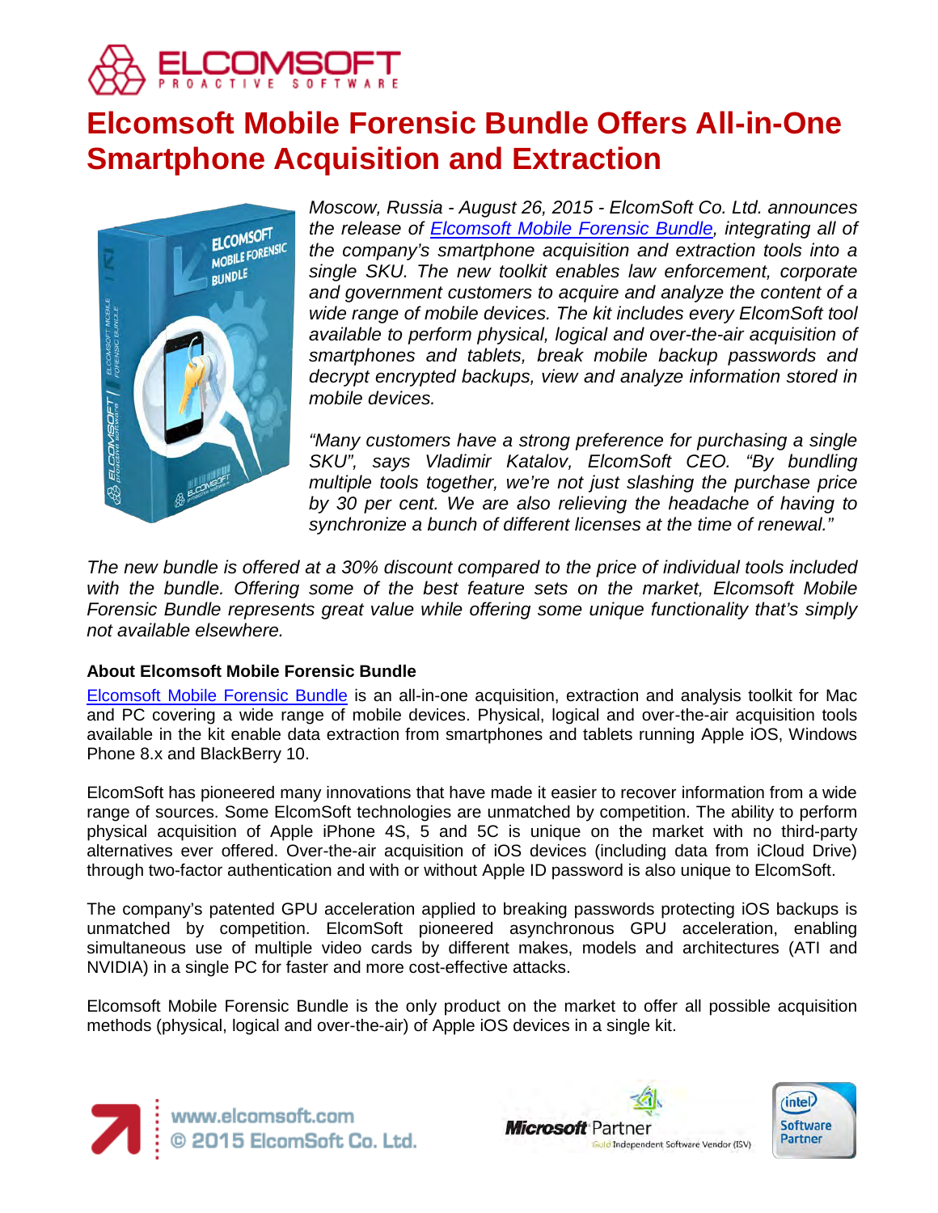# Elcomsoft Mobile Forensic Bundle Offers All-in-One Smartphone Acquisition and Extraction

*Moscow, Russia - August 26, 2015 - ElcomSoft Co. Ltd. announces the release of [Elcomsoft Mobile Forensic Bundle](), integrating all of the company's smartphone acquisition and extraction tools into a single SKU. The new toolkit enables law enforcement, corporate and government customers to acquire and analyze the content of a wide range of mobile devices. The kit includes every ElcomSoft tool available to perform physical, logical and over-the-air acquisition of smartphones and tablets, break mobile backup passwords and decrypt encrypted backups, view and analyze information stored in mobile devices.*

*"Many customers have a strong preference for purchasing a single SKU", says Vladimir Katalov, ElcomSoft CEO. "By bundling multiple tools together, we're not just slashing the purchase price by 30 per cent. We are also relieving the headache of having to synchronize a bunch of different licenses at the time of renewal."*

*The new bundle is offered at a 30% discount compared to the price of individual tools included with the bundle. Offering some of the best feature sets on the market, Elcomsoft Mobile Forensic Bundle represents great value while offering some unique functionality that's simply not available elsewhere.*

### About Elcomsoft Mobile Forensic Bundle

[Elcomsoft Mobile Forensic Bundle]() is an all-in-one acquisition, extraction and analysis toolkit for Mac and PC covering a wide range of mobile devices. Physical, logical and over-the-air acquisition tools available in the kit enable data extraction from smartphones and tablets running Apple iOS, Windows Phone 8.x and BlackBerry 10.

ElcomSoft has pioneered many innovations that have made it easier to recover information from a wide range of sources. Some ElcomSoft technologies are unmatched by competition. The ability to perform physical acquisition of Apple iPhone 4S, 5 and 5C is unique on the market with no third-party alternatives ever offered. Over-the-air acquisition of iOS devices (including data from iCloud Drive) through two-factor authentication and with or without Apple ID password is also unique to ElcomSoft.

The company's patented GPU acceleration applied to breaking passwords protecting iOS backups is unmatched by competition. ElcomSoft pioneered asynchronous GPU acceleration, enabling simultaneous use of multiple video cards by different makes, models and architectures (ATI and NVIDIA) in a single PC for faster and more cost-effective attacks.

Elcomsoft Mobile Forensic Bundle is the only product on the market to offer all possible acquisition methods (physical, logical and over-the-air) of Apple iOS devices in a single kit.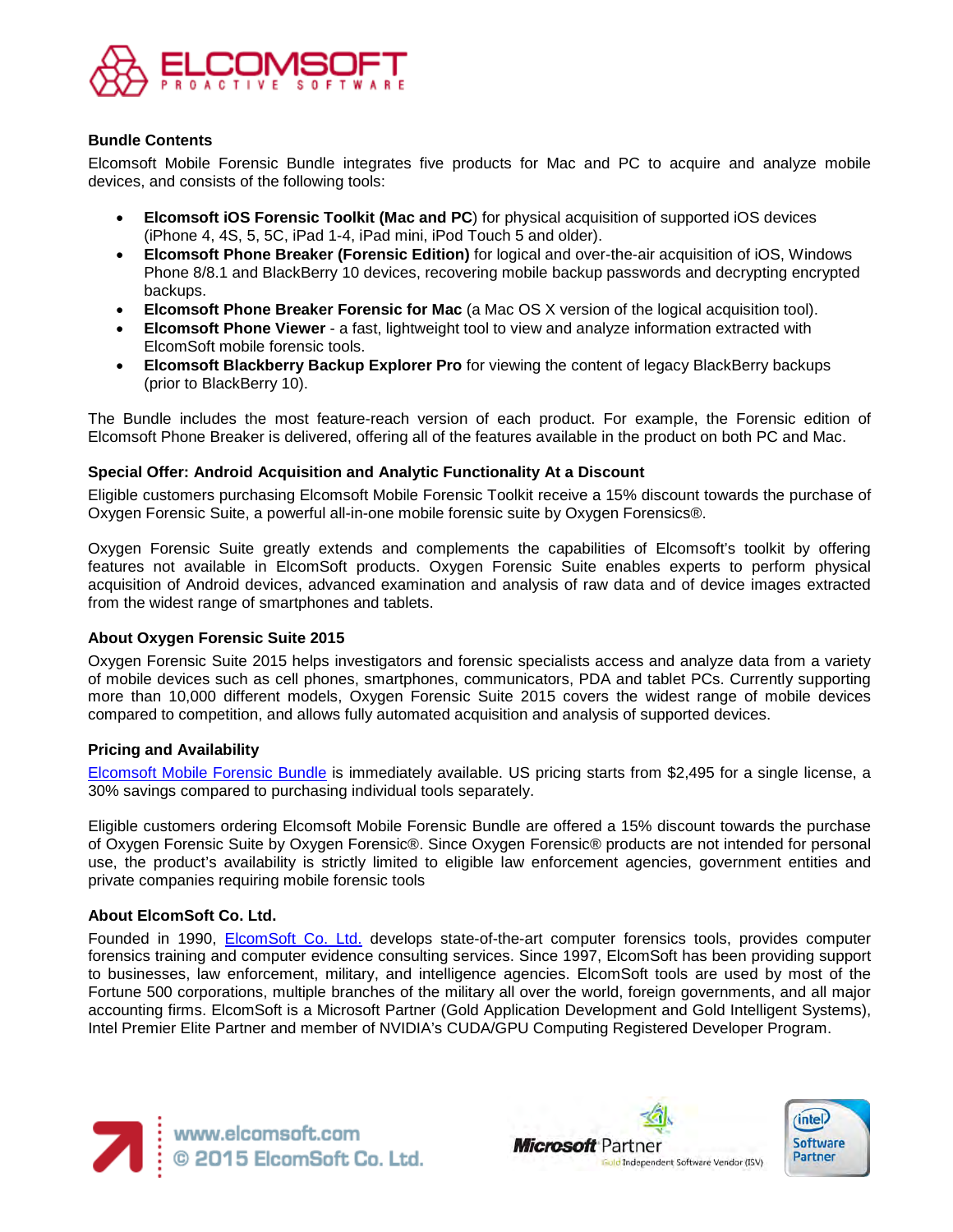**Bundle Contents**

Elcomsoft Mobile Forensic Bundle integrates five products for Mac and PC to acquire and analyze mobile devices, and consists of the following tools:

- **Elcomsoft iOS Forensic Toolkit (Mac and PC**) for physical acquisition of supported iOS devices (iPhone 4, 4S, 5, 5C, iPad 1-4, iPad mini, iPod Touch 5 and older).
- **Elcomsoft Phone Breaker (Forensic Edition)** for logical and over-the-air acquisition of iOS, Windows Phone 8/8.1 and BlackBerry 10 devices, recovering mobile backup passwords and decrypting encrypted backups.
- **Elcomsoft Phone Breaker Forensic for Mac** (a Mac OS X version of the logical acquisition tool).
- **Elcomsoft Phone Viewer** - a fast, lightweight tool to view and analyze information extracted with ElcomSoft mobile forensic tools.
- **Elcomsoft Blackberry Backup Explorer Pro** for viewing the content of legacy BlackBerry backups (prior to BlackBerry 10).

The Bundle includes the most feature-reach version of each product. For example, the Forensic edition of Elcomsoft Phone Breaker is delivered, offering all of the features available in the product on both PC and Mac.

**Special Offer: Android Acquisition and Analytic Functionality At a Discount**

Eligible customers purchasing Elcomsoft Mobile Forensic Toolkit receive a 15% discount towards the purchase of Oxygen Forensic Suite, a powerful all-in-one mobile forensic suite by Oxygen Forensics®.

Oxygen Forensic Suite greatly extends and complements the capabilities of Elcomsoft's toolkit by offering features not available in ElcomSoft products. Oxygen Forensic Suite enables experts to perform physical acquisition of Android devices, advanced examination and analysis of raw data and of device images extracted from the widest range of smartphones and tablets.

**About Oxygen Forensic Suite 2015**

Oxygen Forensic Suite 2015 helps investigators and forensic specialists access and analyze data from a variety of mobile devices such as cell phones, smartphones, communicators, PDA and tablet PCs. Currently supporting more than 10,000 different models, Oxygen Forensic Suite 2015 covers the widest range of mobile devices compared to competition, and allows fully automated acquisition and analysis of supported devices.

**Pricing and Availability**

Elcomsoft Mobile Forensic Bundle is immediately available. US pricing starts from $2,495 for a single license, a 30% savings compared to purchasing individual tools separately.

Eligible customers ordering Elcomsoft Mobile Forensic Bundle are offered a 15% discount towards the purchase of Oxygen Forensic Suite by Oxygen Forensic®. Since Oxygen Forensic® products are not intended for personal use, the product's availability is strictly limited to eligible law enforcement agencies, government entities and private companies requiring mobile forensic tools

**About ElcomSoft Co. Ltd.**

Founded in 1990, ElcomSoft Co. Ltd. develops state-of-the-art computer forensics tools, provides computer forensics training and computer evidence consulting services. Since 1997, ElcomSoft has been providing support to businesses, law enforcement, military, and intelligence agencies. ElcomSoft tools are used by most of the Fortune 500 corporations, multiple branches of the military all over the world, foreign governments, and all major accounting firms. ElcomSoft is a Microsoft Partner (Gold Application Development and Gold Intelligent Systems), Intel Premier Elite Partner and member of NVIDIA's CUDA/GPU Computing Registered Developer Program.